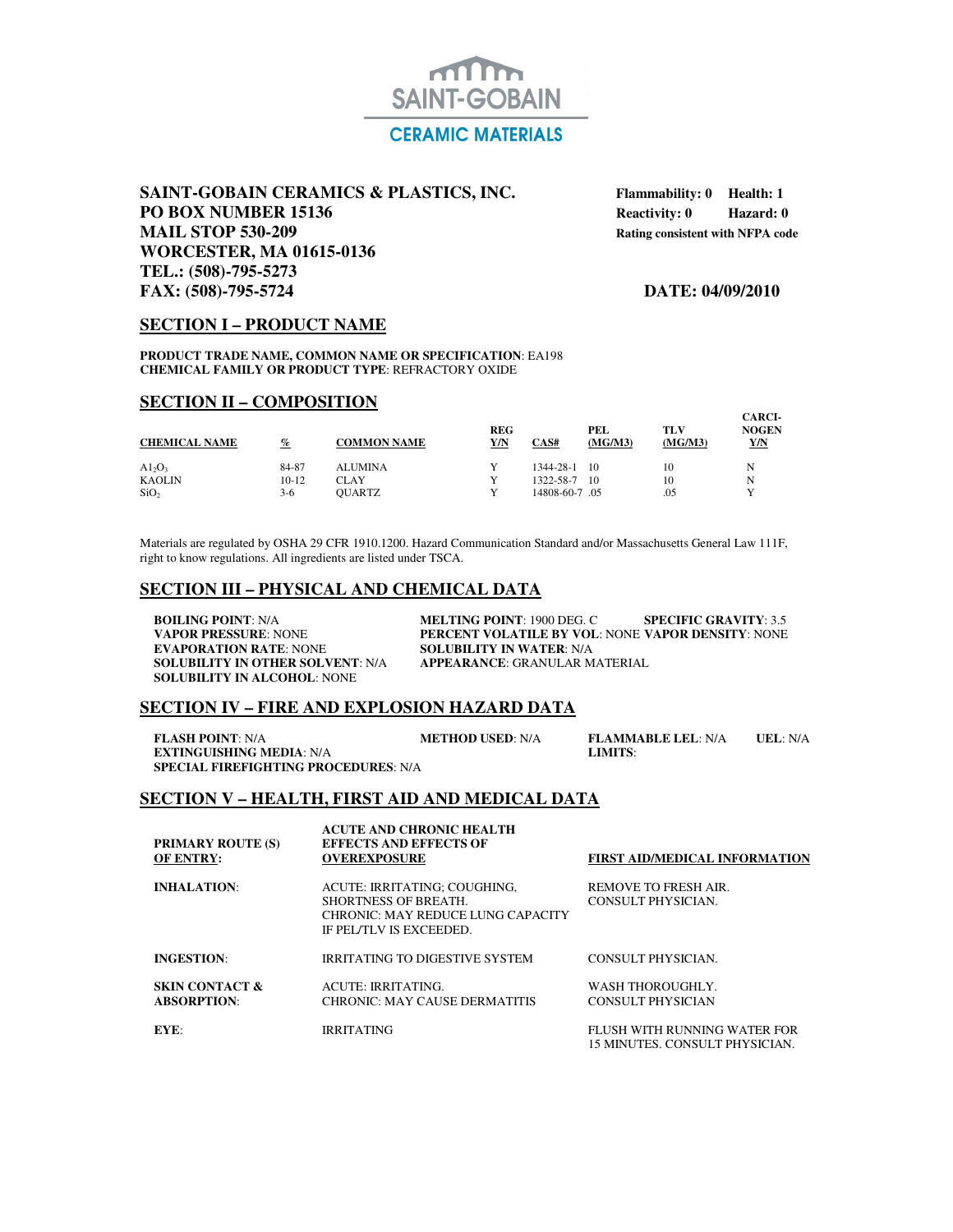SAINT-GOBAIN
CERAMIC MATERIALS

**SAINT-GOBAIN CERAMICS & PLASTICS, INC.**
**PO BOX NUMBER 15136**
**MAIL STOP 530-209**
**WORCESTER, MA 01615-0136**
**TEL.: (508)-795-5273**
**FAX: (508)-795-5724**

**Flammability: 0 Health: 1**
**Reactivity: 0 Hazard: 0**
**Rating consistent with NFPA code**

**DATE: 04/09/2010**

## SECTION I – PRODUCT NAME

**PRODUCT TRADE NAME, COMMON NAME OR SPECIFICATION**: EA198
**CHEMICAL FAMILY OR PRODUCT TYPE**: REFRACTORY OXIDE

## SECTION II – COMPOSITION

| CHEMICAL NAME | % | COMMON NAME | REG Y/N | CAS# | PEL (MG/M3) | TLV (MG/M3) | CARCI-NOGEN Y/N |
|---|---|---|---|---|---|---|---|
| $Al_2O_3$ | 84-87 | ALUMINA | Y | 1344-28-1 | 10 | 10 | N |
| KAOLIN | 10-12 | CLAY | Y | 1322-58-7 | 10 | 10 | N |
| $SiO_2$ | 3-6 | QUARTZ | Y | 14808-60-7 | .05 | .05 | Y |

Materials are regulated by OSHA 29 CFR 1910.1200. Hazard Communication Standard and/or Massachusetts General Law 111F, right to know regulations. All ingredients are listed under TSCA.

## SECTION III – PHYSICAL AND CHEMICAL DATA

**BOILING POINT**: N/A
**VAPOR PRESSURE**: NONE
**EVAPORATION RATE**: NONE
**SOLUBILITY IN OTHER SOLVENT**: N/A
**SOLUBILITY IN ALCOHOL**: NONE
**MELTING POINT**: 1900 DEG. C
**PERCENT VOLATILE BY VOL**: NONE
**SOLUBILITY IN WATER**: N/A
**APPEARANCE**: GRANULAR MATERIAL
**SPECIFIC GRAVITY**: 3.5
**VAPOR DENSITY**: NONE

## SECTION IV – FIRE AND EXPLOSION HAZARD DATA

**FLASH POINT**: N/A
**METHOD USED**: N/A
**FLAMMABLE LIMITS**: **LEL**: N/A **UEL**: N/A
**EXTINGUISHING MEDIA**: N/A
**SPECIAL FIREFIGHTING PROCEDURES**: N/A

## SECTION V – HEALTH, FIRST AID AND MEDICAL DATA

| PRIMARY ROUTE (S) OF ENTRY: | ACUTE AND CHRONIC HEALTH EFFECTS AND EFFECTS OF OVEREXPOSURE | FIRST AID/MEDICAL INFORMATION |
|---|---|---|
| **INHALATION**: | ACUTE: IRRITATING; COUGHING, SHORTNESS OF BREATH. CHRONIC: MAY REDUCE LUNG CAPACITY IF PEL/TLV IS EXCEEDED. | REMOVE TO FRESH AIR. CONSULT PHYSICIAN. |
| **INGESTION**: | IRRITATING TO DIGESTIVE SYSTEM | CONSULT PHYSICIAN. |
| **SKIN CONTACT & ABSORPTION**: | ACUTE: IRRITATING. CHRONIC: MAY CAUSE DERMATITIS | WASH THOROUGHLY. CONSULT PHYSICIAN |
| **EYE**: | IRRITATING | FLUSH WITH RUNNING WATER FOR 15 MINUTES. CONSULT PHYSICIAN. |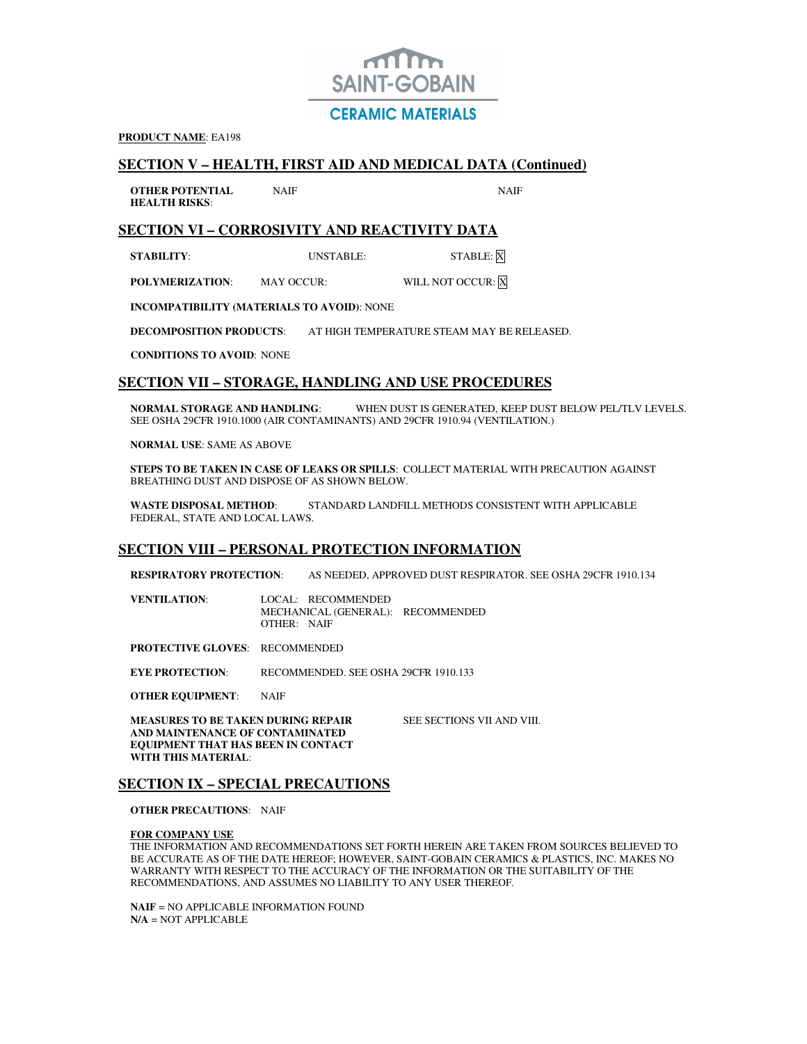SAINT-GOBAIN

CERAMIC MATERIALS

**PRODUCT NAME**: EA198

## SECTION V – HEALTH, FIRST AID AND MEDICAL DATA (Continued)

**OTHER POTENTIAL HEALTH RISKS**: NAIF NAIF

## SECTION VI – CORROSIVITY AND REACTIVITY DATA

**STABILITY**: UNSTABLE: STABLE: X

**POLYMERIZATION**: MAY OCCUR: WILL NOT OCCUR: X

**INCOMPATIBILITY (MATERIALS TO AVOID)**: NONE

**DECOMPOSITION PRODUCTS**: AT HIGH TEMPERATURE STEAM MAY BE RELEASED.

**CONDITIONS TO AVOID**: NONE

## SECTION VII – STORAGE, HANDLING AND USE PROCEDURES

**NORMAL STORAGE AND HANDLING**: WHEN DUST IS GENERATED, KEEP DUST BELOW PEL/TLV LEVELS. SEE OSHA 29CFR 1910.1000 (AIR CONTAMINANTS) AND 29CFR 1910.94 (VENTILATION.)

**NORMAL USE**: SAME AS ABOVE

**STEPS TO BE TAKEN IN CASE OF LEAKS OR SPILLS**: COLLECT MATERIAL WITH PRECAUTION AGAINST BREATHING DUST AND DISPOSE OF AS SHOWN BELOW.

**WASTE DISPOSAL METHOD**: STANDARD LANDFILL METHODS CONSISTENT WITH APPLICABLE FEDERAL, STATE AND LOCAL LAWS.

## SECTION VIII – PERSONAL PROTECTION INFORMATION

**RESPIRATORY PROTECTION**: AS NEEDED, APPROVED DUST RESPIRATOR. SEE OSHA 29CFR 1910.134

**VENTILATION**: LOCAL: RECOMMENDED
MECHANICAL (GENERAL): RECOMMENDED
OTHER: NAIF

**PROTECTIVE GLOVES**: RECOMMENDED

**EYE PROTECTION**: RECOMMENDED. SEE OSHA 29CFR 1910.133

**OTHER EQUIPMENT**: NAIF

**MEASURES TO BE TAKEN DURING REPAIR AND MAINTENANCE OF CONTAMINATED EQUIPMENT THAT HAS BEEN IN CONTACT WITH THIS MATERIAL**: SEE SECTIONS VII AND VIII.

## SECTION IX – SPECIAL PRECAUTIONS

**OTHER PRECAUTIONS**: NAIF

**FOR COMPANY USE**
THE INFORMATION AND RECOMMENDATIONS SET FORTH HEREIN ARE TAKEN FROM SOURCES BELIEVED TO BE ACCURATE AS OF THE DATE HEREOF; HOWEVER, SAINT-GOBAIN CERAMICS & PLASTICS, INC. MAKES NO WARRANTY WITH RESPECT TO THE ACCURACY OF THE INFORMATION OR THE SUITABILITY OF THE RECOMMENDATIONS, AND ASSUMES NO LIABILITY TO ANY USER THEREOF.

**NAIF** = NO APPLICABLE INFORMATION FOUND
**N/A** = NOT APPLICABLE